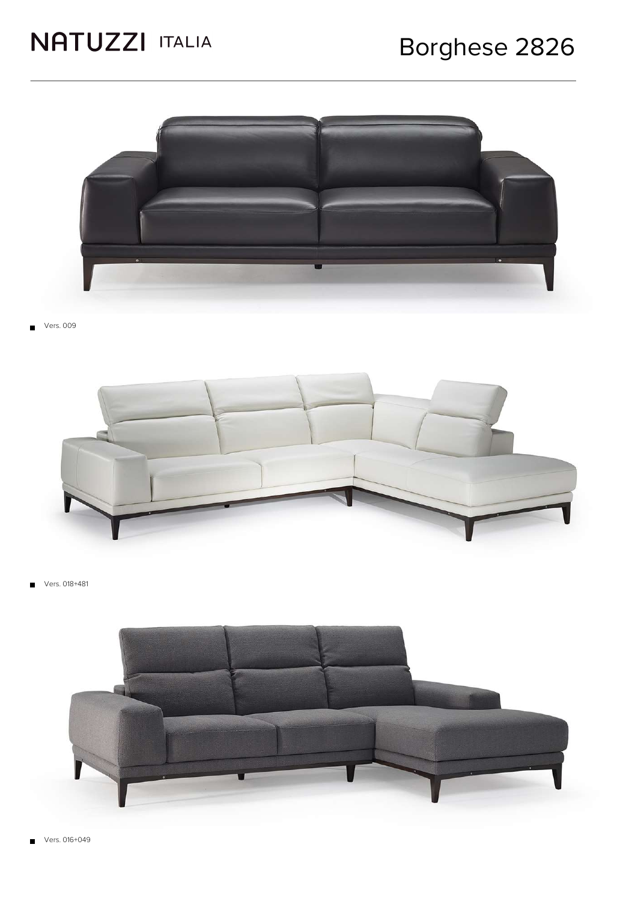NATUZZI ITALIA

# Borghese 2826

Vers. 009

Vers. 018+481

Vers. 016+049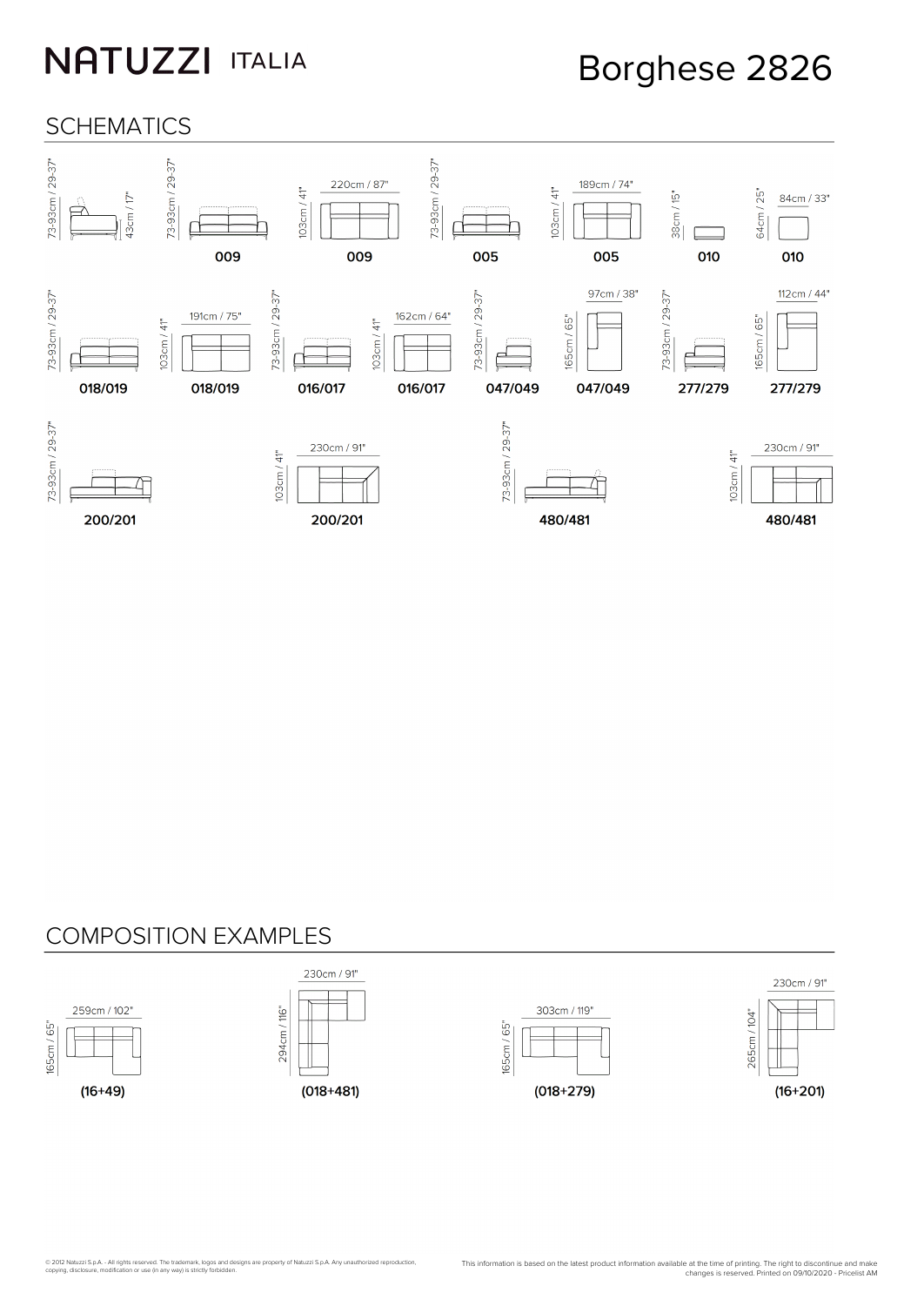# NATUZZI ITALIA

# Borghese 2826

## SCHEMATICS

73-93cm / 29-37"
43cm / 17"

| Model | Height (side view) | Width | Depth |
|---|---|---|---|
| 009 | 73-93cm / 29-37" | 220cm / 87" | 103cm / 41" |
| 005 | 73-93cm / 29-37" | 189cm / 74" | 103cm / 41" |
| 010 | 38cm / 15" | 84cm / 33" | 64cm / 25" |
| 018/019 | 73-93cm / 29-37" | 191cm / 75" | 103cm / 41" |
| 016/017 | 73-93cm / 29-37" | 162cm / 64" | 103cm / 41" |
| 047/049 | 73-93cm / 29-37" | 97cm / 38" | 165cm / 65" |
| 277/279 | 73-93cm / 29-37" | 112cm / 44" | 165cm / 65" |
| 200/201 | 73-93cm / 29-37" | 230cm / 91" | 103cm / 41" |
| 480/481 | 73-93cm / 29-37" | 230cm / 91" | 103cm / 41" |

## COMPOSITION EXAMPLES

| Composition | Width | Depth |
|---|---|---|
| (16+49) | 259cm / 102" | 165cm / 65" |
| (018+481) | 230cm / 91" | 294cm / 116" |
| (018+279) | 303cm / 119" | 165cm / 65" |
| (16+201) | 230cm / 91" | 265cm / 104" |

© 2012 Natuzzi S.p.A. - All rights reserved. The trademark, logos and designs are property of Natuzzi S.p.A. Any unauthorized reproduction, copying, disclosure, modification or use (in any way) is strictly forbidden.

This information is based on the latest product information available at the time of printing. The right to discontinue and make changes is reserved. Printed on 09/10/2020 - Pricelist AM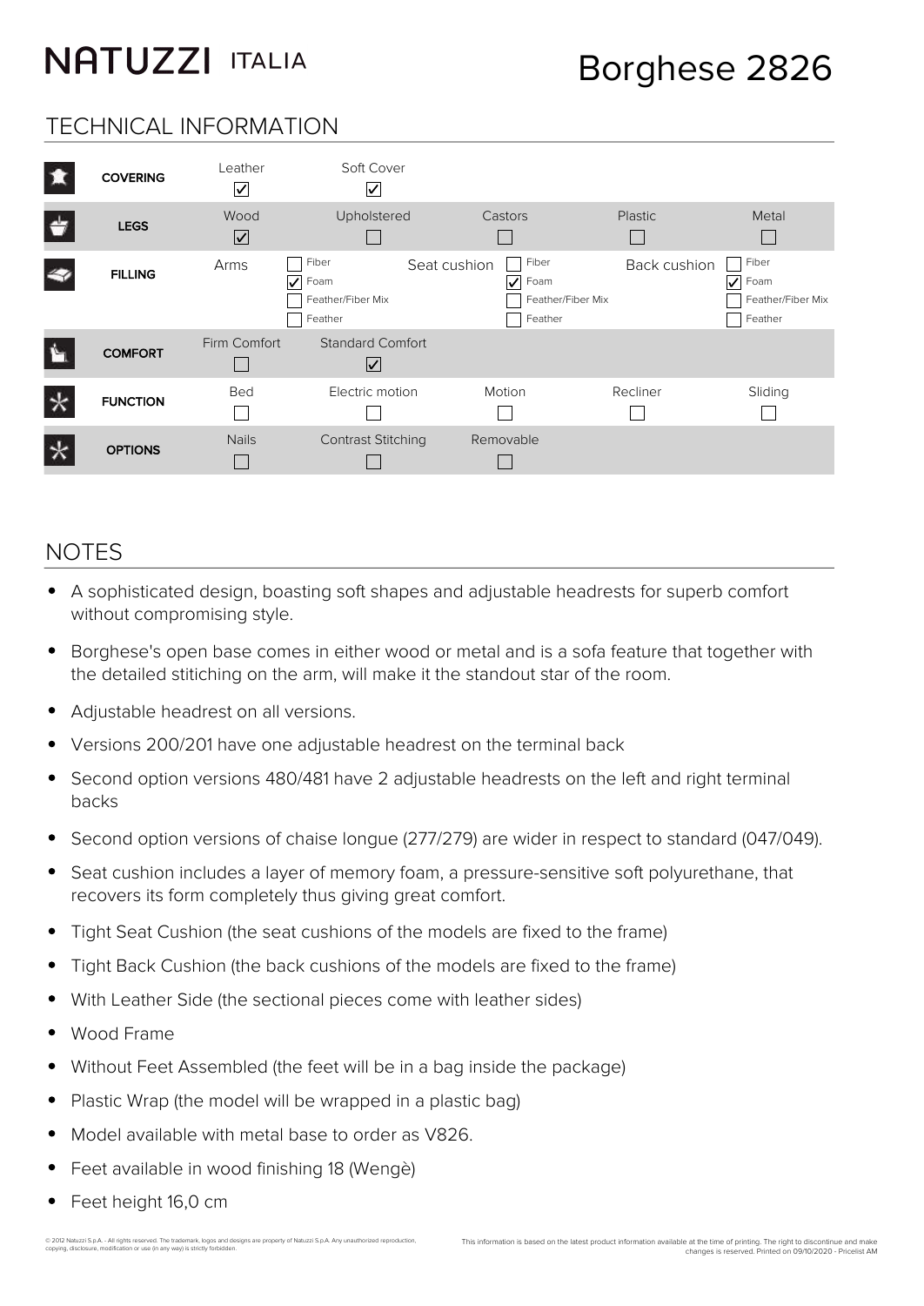NATUZZI ITALIA

# Borghese 2826

## TECHNICAL INFORMATION

| | | | | | |
|---|---|---|---|---|---|
| **COVERING** | Leather ☑ | Soft Cover ☑ | | | |
| **LEGS** | Wood ☑ | Upholstered ☐ | Castors ☐ | Plastic ☐ | Metal ☐ |
| **FILLING** | Arms | ☐ Fiber ☑ Foam ☐ Feather/Fiber Mix ☐ Feather | Seat cushion | ☐ Fiber ☑ Foam ☐ Feather/Fiber Mix ☐ Feather | Back cushion ☐ Fiber ☑ Foam ☐ Feather/Fiber Mix ☐ Feather |
| **COMFORT** | Firm Comfort ☐ | Standard Comfort ☑ | | | |
| **FUNCTION** | Bed ☐ | Electric motion ☐ | Motion ☐ | Recliner ☐ | Sliding ☐ |
| **OPTIONS** | Nails ☐ | Contrast Stitching ☐ | Removable ☐ | | |

## NOTES

- A sophisticated design, boasting soft shapes and adjustable headrests for superb comfort without compromising style.
- Borghese's open base comes in either wood or metal and is a sofa feature that together with the detailed stitiching on the arm, will make it the standout star of the room.
- Adjustable headrest on all versions.
- Versions 200/201 have one adjustable headrest on the terminal back
- Second option versions 480/481 have 2 adjustable headrests on the left and right terminal backs
- Second option versions of chaise longue (277/279) are wider in respect to standard (047/049).
- Seat cushion includes a layer of memory foam, a pressure-sensitive soft polyurethane, that recovers its form completely thus giving great comfort.
- Tight Seat Cushion (the seat cushions of the models are fixed to the frame)
- Tight Back Cushion (the back cushions of the models are fixed to the frame)
- With Leather Side (the sectional pieces come with leather sides)
- Wood Frame
- Without Feet Assembled (the feet will be in a bag inside the package)
- Plastic Wrap (the model will be wrapped in a plastic bag)
- Model available with metal base to order as V826.
- Feet available in wood finishing 18 (Wengè)
- Feet height 16,0 cm

© 2012 Natuzzi S.p.A. - All rights reserved. The trademark, logos and designs are property of Natuzzi S.p.A. Any unauthorized reproduction, copying, disclosure, modification or use (in any way) is strictly forbidden.

This information is based on the latest product information available at the time of printing. The right to discontinue and make changes is reserved. Printed on 09/10/2020 - Pricelist AM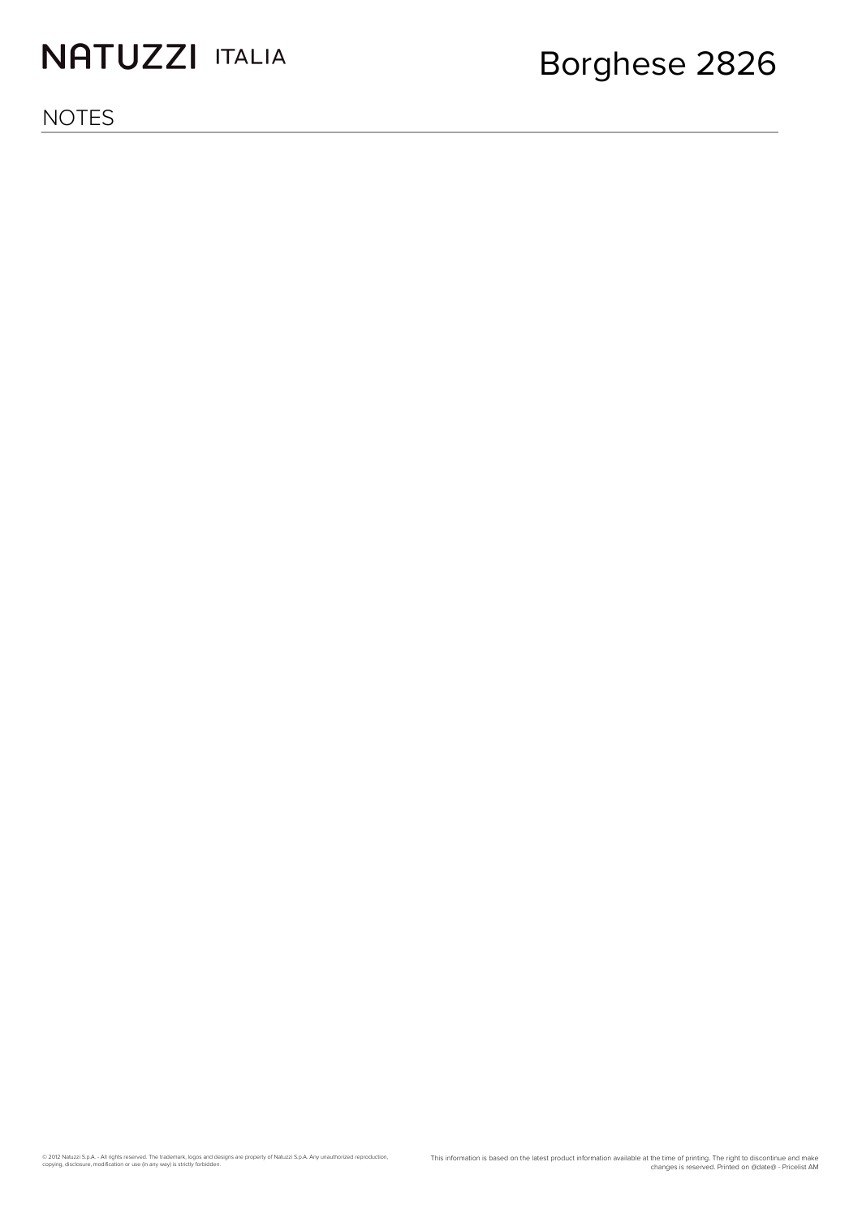## NOTES